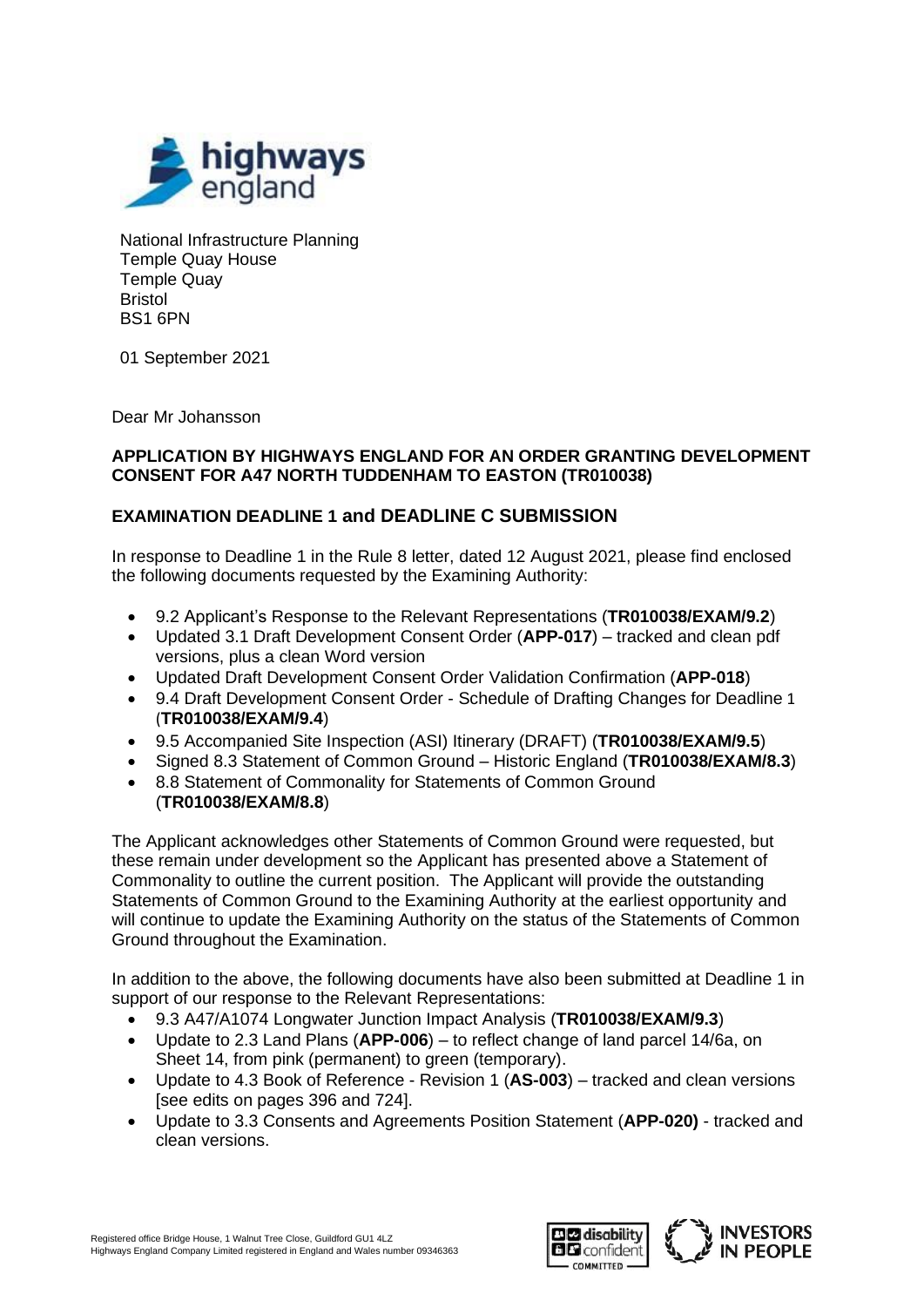National Infrastructure Planning
Temple Quay House
Temple Quay
Bristol
BS1 6PN

01 September 2021

Dear Mr Johansson

**APPLICATION BY HIGHWAYS ENGLAND FOR AN ORDER GRANTING DEVELOPMENT CONSENT FOR A47 NORTH TUDDENHAM TO EASTON (TR010038)**

**EXAMINATION DEADLINE 1 and DEADLINE C SUBMISSION**

In response to Deadline 1 in the Rule 8 letter, dated 12 August 2021, please find enclosed the following documents requested by the Examining Authority:

- 9.2 Applicant's Response to the Relevant Representations (**TR010038/EXAM/9.2**)
- Updated 3.1 Draft Development Consent Order (**APP-017**) – tracked and clean pdf versions, plus a clean Word version
- Updated Draft Development Consent Order Validation Confirmation (**APP-018**)
- 9.4 Draft Development Consent Order - Schedule of Drafting Changes for Deadline 1 (**TR010038/EXAM/9.4**)
- 9.5 Accompanied Site Inspection (ASI) Itinerary (DRAFT) (**TR010038/EXAM/9.5**)
- Signed 8.3 Statement of Common Ground – Historic England (**TR010038/EXAM/8.3**)
- 8.8 Statement of Commonality for Statements of Common Ground (**TR010038/EXAM/8.8**)

The Applicant acknowledges other Statements of Common Ground were requested, but these remain under development so the Applicant has presented above a Statement of Commonality to outline the current position. The Applicant will provide the outstanding Statements of Common Ground to the Examining Authority at the earliest opportunity and will continue to update the Examining Authority on the status of the Statements of Common Ground throughout the Examination.

In addition to the above, the following documents have also been submitted at Deadline 1 in support of our response to the Relevant Representations:

- 9.3 A47/A1074 Longwater Junction Impact Analysis (**TR010038/EXAM/9.3**)
- Update to 2.3 Land Plans (**APP-006**) – to reflect change of land parcel 14/6a, on Sheet 14, from pink (permanent) to green (temporary).
- Update to 4.3 Book of Reference - Revision 1 (**AS-003**) – tracked and clean versions [see edits on pages 396 and 724].
- Update to 3.3 Consents and Agreements Position Statement (**APP-020)** - tracked and clean versions.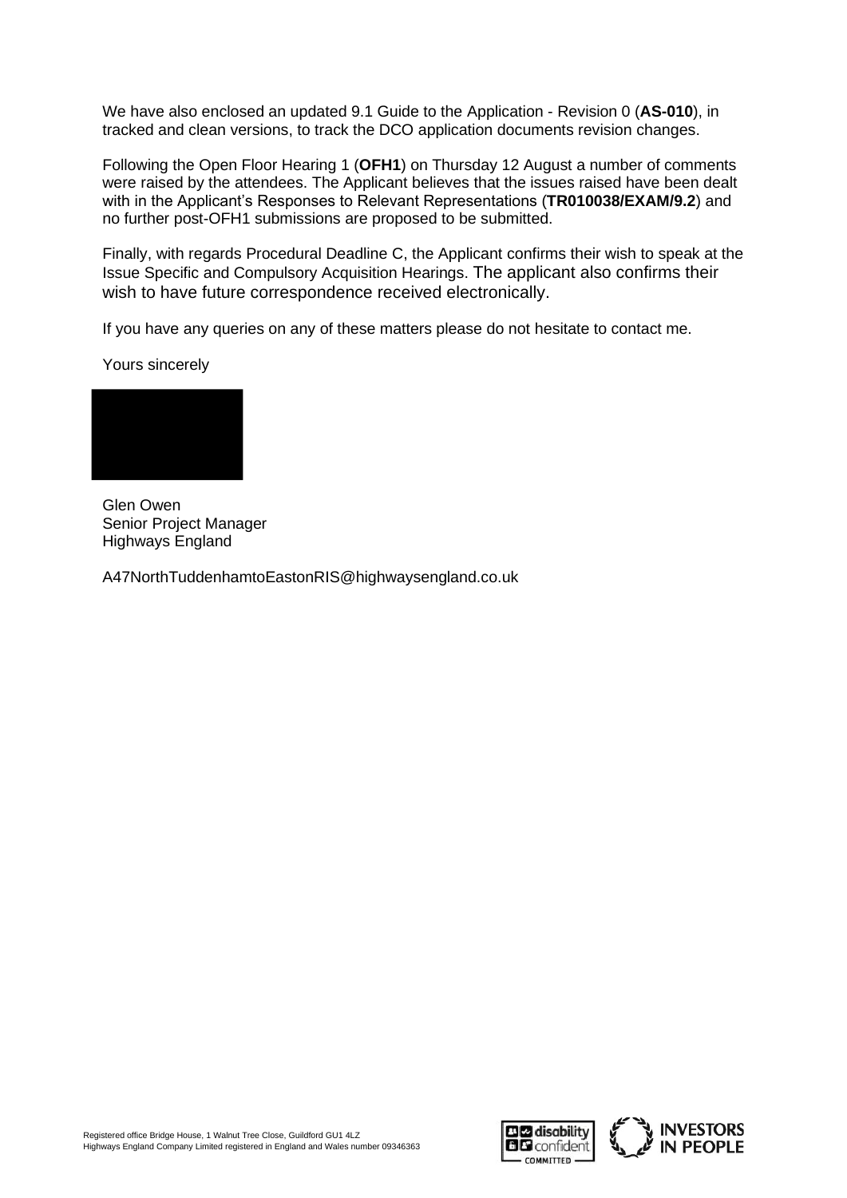We have also enclosed an updated 9.1 Guide to the Application - Revision 0 (**AS-010**), in tracked and clean versions, to track the DCO application documents revision changes.

Following the Open Floor Hearing 1 (**OFH1**) on Thursday 12 August a number of comments were raised by the attendees. The Applicant believes that the issues raised have been dealt with in the Applicant's Responses to Relevant Representations (**TR010038/EXAM/9.2**) and no further post-OFH1 submissions are proposed to be submitted.

Finally, with regards Procedural Deadline C, the Applicant confirms their wish to speak at the Issue Specific and Compulsory Acquisition Hearings. The applicant also confirms their wish to have future correspondence received electronically.

If you have any queries on any of these matters please do not hesitate to contact me.

Yours sincerely

Glen Owen
Senior Project Manager
Highways England

A47NorthTuddenhamtoEastonRIS@highwaysengland.co.uk

Registered office Bridge House, 1 Walnut Tree Close, Guildford GU1 4LZ
Highways England Company Limited registered in England and Wales number 09346363